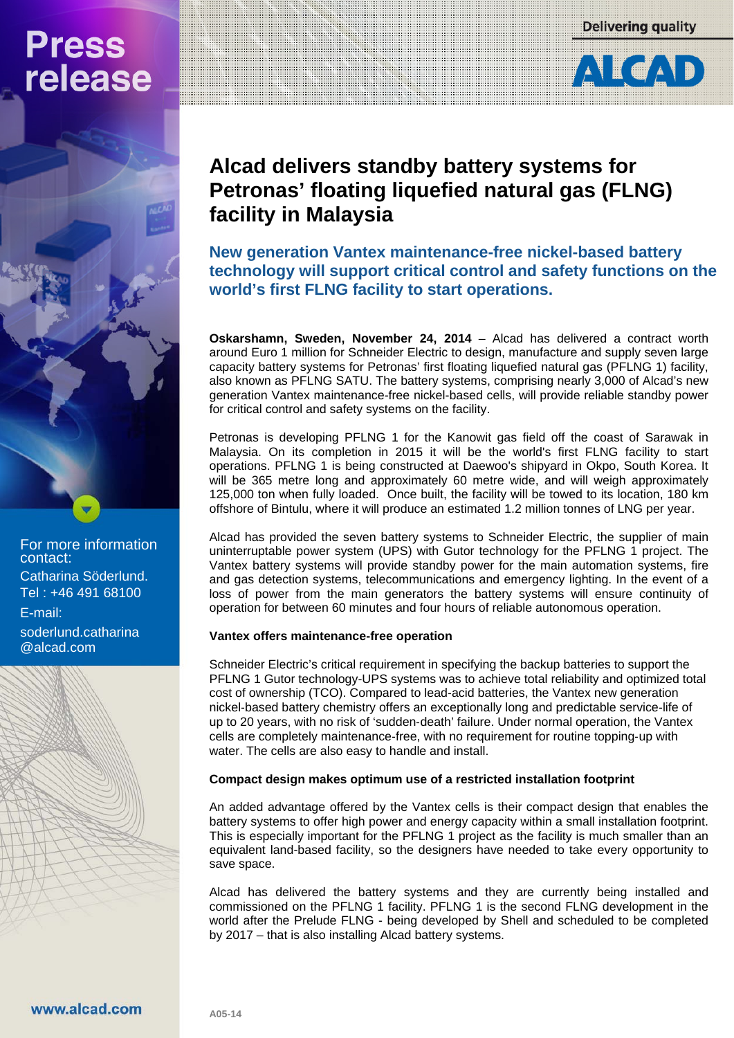# Press release

Delivering quality

ALCAD

# Alcad delivers standby battery systems for Petronas' floating liquefied natural gas (FLNG) facility in Malaysia

## New generation Vantex maintenance-free nickel-based battery technology will support critical control and safety functions on the world's first FLNG facility to start operations.

**Oskarshamn, Sweden, November 24, 2014** – Alcad has delivered a contract worth around Euro 1 million for Schneider Electric to design, manufacture and supply seven large capacity battery systems for Petronas' first floating liquefied natural gas (PFLNG 1) facility, also known as PFLNG SATU. The battery systems, comprising nearly 3,000 of Alcad's new generation Vantex maintenance-free nickel-based cells, will provide reliable standby power for critical control and safety systems on the facility.

Petronas is developing PFLNG 1 for the Kanowit gas field off the coast of Sarawak in Malaysia. On its completion in 2015 it will be the world's first FLNG facility to start operations. PFLNG 1 is being constructed at Daewoo's shipyard in Okpo, South Korea. It will be 365 metre long and approximately 60 metre wide, and will weigh approximately 125,000 ton when fully loaded. Once built, the facility will be towed to its location, 180 km offshore of Bintulu, where it will produce an estimated 1.2 million tonnes of LNG per year.

Alcad has provided the seven battery systems to Schneider Electric, the supplier of main uninterruptable power system (UPS) with Gutor technology for the PFLNG 1 project. The Vantex battery systems will provide standby power for the main automation systems, fire and gas detection systems, telecommunications and emergency lighting. In the event of a loss of power from the main generators the battery systems will ensure continuity of operation for between 60 minutes and four hours of reliable autonomous operation.

**Vantex offers maintenance-free operation**

Schneider Electric's critical requirement in specifying the backup batteries to support the PFLNG 1 Gutor technology-UPS systems was to achieve total reliability and optimized total cost of ownership (TCO). Compared to lead-acid batteries, the Vantex new generation nickel-based battery chemistry offers an exceptionally long and predictable service-life of up to 20 years, with no risk of 'sudden-death' failure. Under normal operation, the Vantex cells are completely maintenance-free, with no requirement for routine topping-up with water. The cells are also easy to handle and install.

**Compact design makes optimum use of a restricted installation footprint**

An added advantage offered by the Vantex cells is their compact design that enables the battery systems to offer high power and energy capacity within a small installation footprint. This is especially important for the PFLNG 1 project as the facility is much smaller than an equivalent land-based facility, so the designers have needed to take every opportunity to save space.

Alcad has delivered the battery systems and they are currently being installed and commissioned on the PFLNG 1 facility. PFLNG 1 is the second FLNG development in the world after the Prelude FLNG - being developed by Shell and scheduled to be completed by 2017 – that is also installing Alcad battery systems.

For more information contact:
Catharina Söderlund.
Tel : +46 491 68100
E-mail:
soderlund.catharina@alcad.com

www.alcad.com

A05-14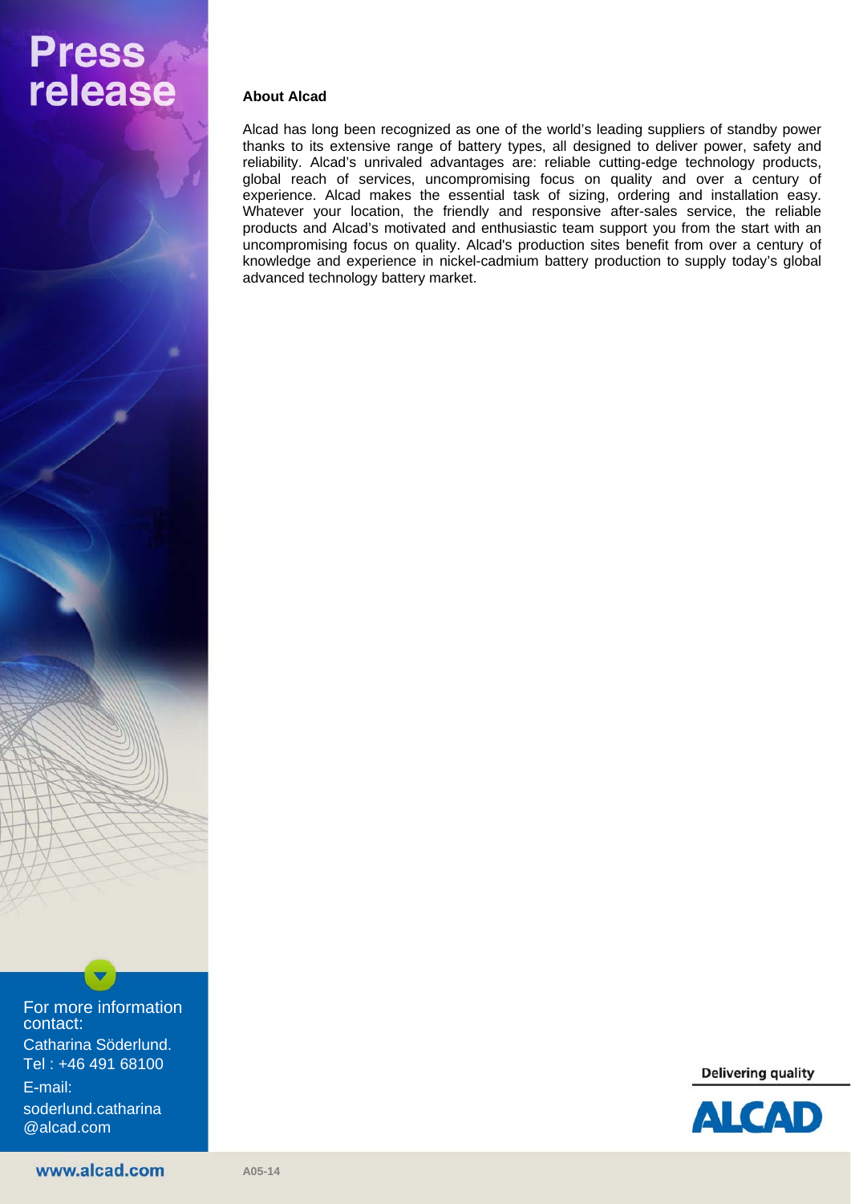**About Alcad**

Alcad has long been recognized as one of the world's leading suppliers of standby power thanks to its extensive range of battery types, all designed to deliver power, safety and reliability. Alcad's unrivaled advantages are: reliable cutting-edge technology products, global reach of services, uncompromising focus on quality and over a century of experience. Alcad makes the essential task of sizing, ordering and installation easy. Whatever your location, the friendly and responsive after-sales service, the reliable products and Alcad's motivated and enthusiastic team support you from the start with an uncompromising focus on quality. Alcad's production sites benefit from over a century of knowledge and experience in nickel-cadmium battery production to supply today's global advanced technology battery market.

For more information contact:

Catharina Söderlund.
Tel : +46 491 68100

E-mail:
soderlund.catharina@alcad.com

Delivering quality

ALCAD

www.alcad.com

A05-14